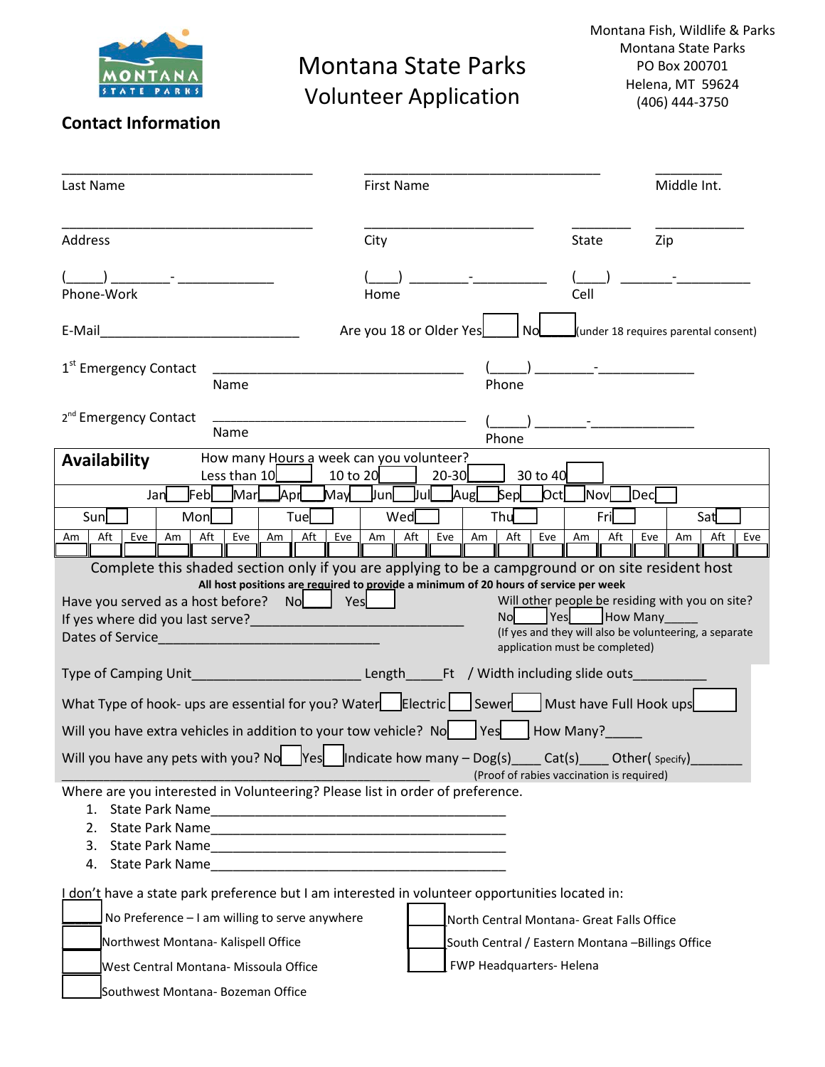Montana Fish, Wildlife & Parks
Montana State Parks
PO Box 200701
Helena, MT 59624
(406) 444-3750

# Montana State Parks Volunteer Application

## Contact Information

Last Name ____________________ First Name ____________________ Middle Int. ________

Address ____________________ City ____________________ State ________ Zip ________

Phone-Work (_____) ________-__________ Home (____) ________-__________ Cell (____) _______-__________

E-Mail__________________________ Are you 18 or Older Yes ☐ No ☐ (under 18 requires parental consent)

1st Emergency Contact ______________________________ (_____) ________-____________
Name Phone

2nd Emergency Contact ______________________________ (_____) _______-____________
Name Phone

## Availability

How many Hours a week can you volunteer?
Less than 10 ☐ 10 to 20 ☐ 20-30 ☐ 30 to 40 ☐

Jan ☐ Feb ☐ Mar ☐ Apr ☐ May ☐ Jun ☐ Jul ☐ Aug ☐ Sep ☐ Oct ☐ Nov ☐ Dec ☐

| Sun ☐ | | | Mon ☐ | | | Tue ☐ | | | Wed ☐ | | | Thu ☐ | | | Fri ☐ | | | Sat ☐ | | |
|---|---|---|---|---|---|---|---|---|---|---|---|---|---|---|---|---|---|---|---|---|
| Am | Aft | Eve | Am | Aft | Eve | Am | Aft | Eve | Am | Aft | Eve | Am | Aft | Eve | Am | Aft | Eve | Am | Aft | Eve |
| ☐ | ☐ | ☐ | ☐ | ☐ | ☐ | ☐ | ☐ | ☐ | ☐ | ☐ | ☐ | ☐ | ☐ | ☐ | ☐ | ☐ | ☐ | ☐ | ☐ | ☐ |

Complete this shaded section only if you are applying to be a campground or on site resident host

**All host positions are required to provide a minimum of 20 hours of service per week**

Have you served as a host before? No ☐ Yes ☐
If yes where did you last serve?____________________________
Dates of Service______________________________

Will other people be residing with you on site?
No ☐ Yes ☐ How Many_____
(If yes and they will also be volunteering, a separate application must be completed)

Type of Camping Unit______________________ Length_____Ft / Width including slide outs__________

What Type of hook- ups are essential for you? Water ☐ Electric ☐ Sewer ☐ Must have Full Hook ups ☐

Will you have extra vehicles in addition to your tow vehicle? No ☐ Yes ☐ How Many?_____

Will you have any pets with you? No ☐ Yes ☐ Indicate how many – Dog(s)____ Cat(s)____ Other( Specify)_______
______________________________________________ (Proof of rabies vaccination is required)

Where are you interested in Volunteering? Please list in order of preference.

1. State Park Name________________________________________
2. State Park Name________________________________________
3. State Park Name________________________________________
4. State Park Name________________________________________

I don't have a state park preference but I am interested in volunteer opportunities located in:

☐ No Preference – I am willing to serve anywhere
☐ Northwest Montana- Kalispell Office
☐ West Central Montana- Missoula Office
☐ Southwest Montana- Bozeman Office
☐ North Central Montana- Great Falls Office
☐ South Central / Eastern Montana –Billings Office
☐ FWP Headquarters- Helena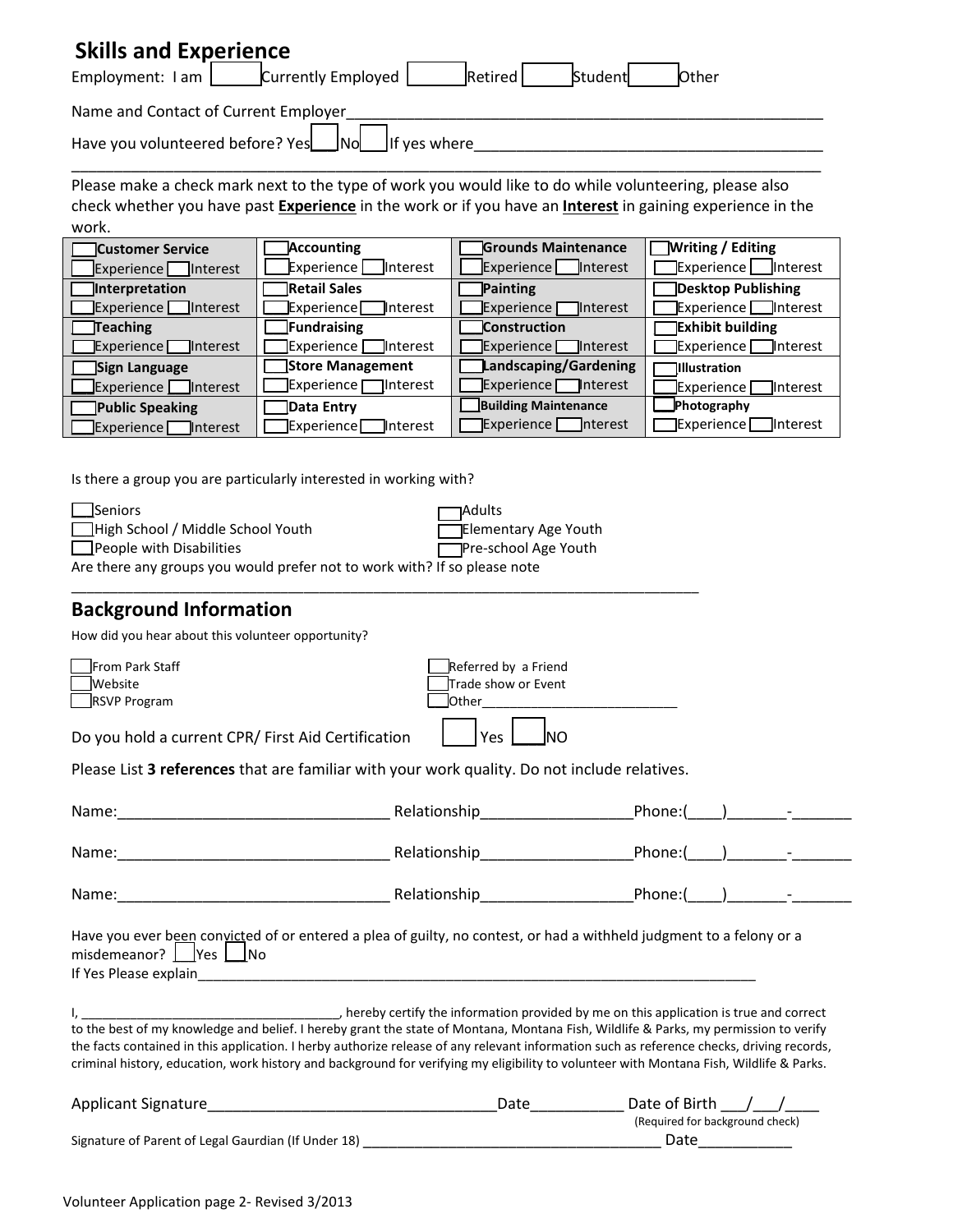## Skills and Experience

Employment: I am [ ] Currently Employed [ ] Retired [ ] Student [ ] Other

Name and Contact of Current Employer____________________________________________________

Have you volunteered before? Yes[ ] No[ ] If yes where______________________________________

______________________________________________________________________________

Please make a check mark next to the type of work you would like to do while volunteering, please also check whether you have past **Experience** in the work or if you have an **Interest** in gaining experience in the work.

| | | | |
|---|---|---|---|
| [ ] **Customer Service** [ ] Experience [ ] Interest | [ ] **Accounting** [ ] Experience [ ] Interest | [ ] **Grounds Maintenance** [ ] Experience [ ] Interest | [ ] **Writing / Editing** [ ] Experience [ ] Interest |
| [ ] **Interpretation** [ ] Experience [ ] Interest | [ ] **Retail Sales** [ ] Experience [ ] Interest | [ ] **Painting** [ ] Experience [ ] Interest | [ ] **Desktop Publishing** [ ] Experience [ ] Interest |
| [ ] **Teaching** [ ] Experience [ ] Interest | [ ] **Fundraising** [ ] Experience [ ] Interest | [ ] **Construction** [ ] Experience [ ] Interest | [ ] **Exhibit building** [ ] Experience [ ] Interest |
| [ ] **Sign Language** [ ] Experience [ ] Interest | [ ] **Store Management** [ ] Experience [ ] Interest | [ ] **Landscaping/Gardening** [ ] Experience [ ] Interest | [ ] **Illustration** [ ] Experience [ ] Interest |
| [ ] **Public Speaking** [ ] Experience [ ] Interest | [ ] **Data Entry** [ ] Experience [ ] Interest | [ ] **Building Maintenance** [ ] Experience [ ] Interest | [ ] **Photography** [ ] Experience [ ] Interest |

Is there a group you are particularly interested in working with?

[ ] Seniors
[ ] Adults
[ ] High School / Middle School Youth
[ ] Elementary Age Youth
[ ] People with Disabilities
[ ] Pre-school Age Youth

Are there any groups you would prefer not to work with? If so please note

______________________________________________________________________________

## Background Information

How did you hear about this volunteer opportunity?

[ ] From Park Staff
[ ] Referred by a Friend
[ ] Website
[ ] Trade show or Event
[ ] RSVP Program
[ ] Other___________________________

Do you hold a current CPR/ First Aid Certification [ ] Yes [ ] NO

Please List **3 references** that are familiar with your work quality. Do not include relatives.

Name:________________________________ Relationship_________________ Phone:(____)_______-_______

Name:________________________________ Relationship_________________ Phone:(____)_______-_______

Name:________________________________ Relationship_________________ Phone:(____)_______-_______

Have you ever been convicted of or entered a plea of guilty, no contest, or had a withheld judgment to a felony or a misdemeanor? [ ] Yes [ ] No

If Yes Please explain__________________________________________________________________

I, ___________________________________, hereby certify the information provided by me on this application is true and correct to the best of my knowledge and belief. I hereby grant the state of Montana, Montana Fish, Wildlife & Parks, my permission to verify the facts contained in this application. I herby authorize release of any relevant information such as reference checks, driving records, criminal history, education, work history and background for verifying my eligibility to volunteer with Montana Fish, Wildlife & Parks.

Applicant Signature_________________________________ Date___________ Date of Birth ___/___/____
(Required for background check)

Signature of Parent of Legal Gaurdian (If Under 18) ____________________________________ Date___________

Volunteer Application page 2- Revised 3/2013